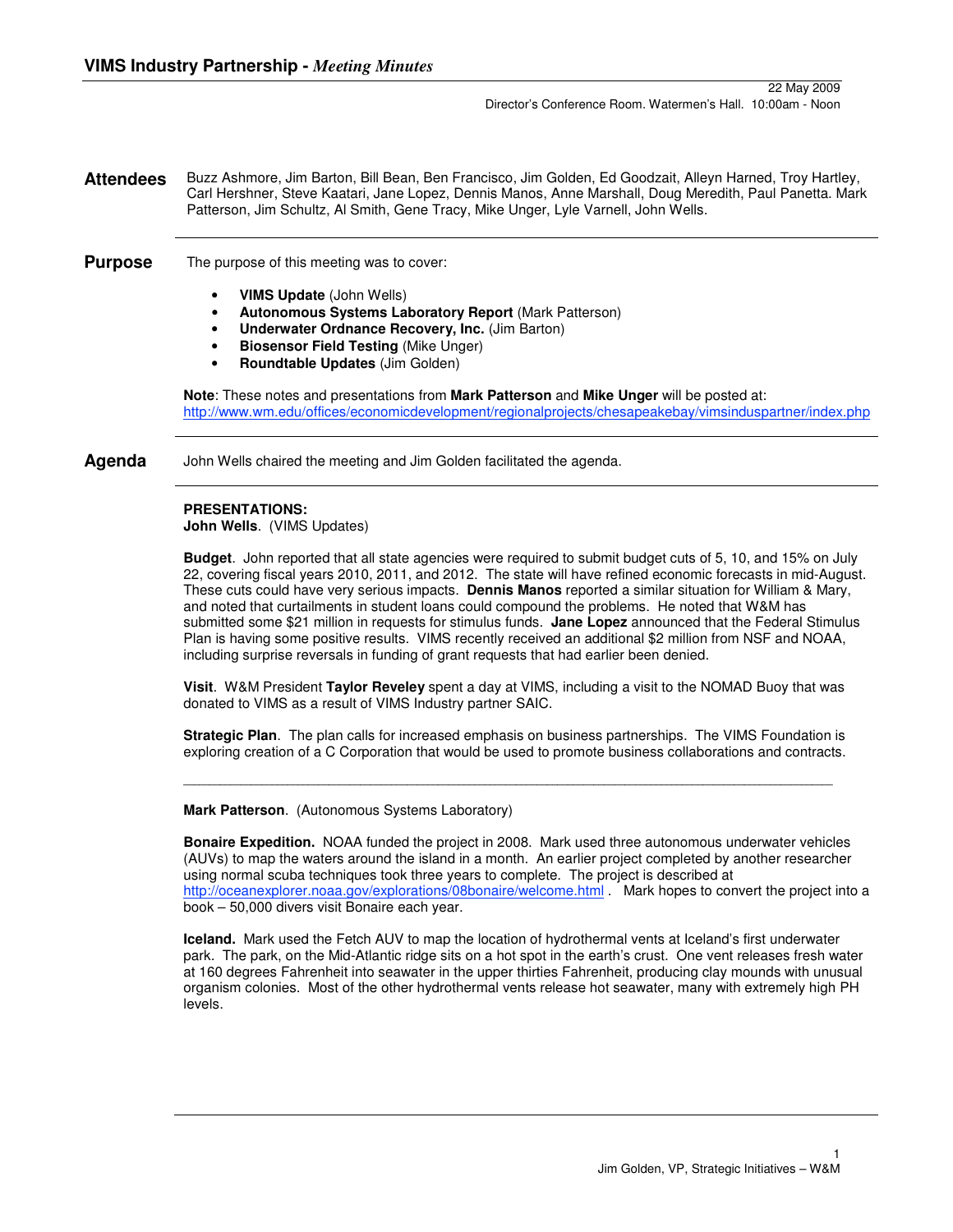# VIMS Industry Partnership - *Meeting Minutes*

22 May 2009
Director's Conference Room. Watermen's Hall. 10:00am - Noon

## Attendees

Buzz Ashmore, Jim Barton, Bill Bean, Ben Francisco, Jim Golden, Ed Goodzait, Alleyn Harned, Troy Hartley, Carl Hershner, Steve Kaatari, Jane Lopez, Dennis Manos, Anne Marshall, Doug Meredith, Paul Panetta. Mark Patterson, Jim Schultz, Al Smith, Gene Tracy, Mike Unger, Lyle Varnell, John Wells.

## Purpose

The purpose of this meeting was to cover:

- **VIMS Update** (John Wells)
- **Autonomous Systems Laboratory Report** (Mark Patterson)
- **Underwater Ordnance Recovery, Inc.** (Jim Barton)
- **Biosensor Field Testing** (Mike Unger)
- **Roundtable Updates** (Jim Golden)

**Note**: These notes and presentations from **Mark Patterson** and **Mike Unger** will be posted at: http://www.wm.edu/offices/economicdevelopment/regionalprojects/chesapeakebay/vimsinduspartner/index.php

## Agenda

John Wells chaired the meeting and Jim Golden facilitated the agenda.

**PRESENTATIONS:**
**John Wells**. (VIMS Updates)

**Budget**. John reported that all state agencies were required to submit budget cuts of 5, 10, and 15% on July 22, covering fiscal years 2010, 2011, and 2012. The state will have refined economic forecasts in mid-August. These cuts could have very serious impacts. **Dennis Manos** reported a similar situation for William & Mary, and noted that curtailments in student loans could compound the problems. He noted that W&M has submitted some $21 million in requests for stimulus funds. **Jane Lopez** announced that the Federal Stimulus Plan is having some positive results. VIMS recently received an additional $2 million from NSF and NOAA, including surprise reversals in funding of grant requests that had earlier been denied.

**Visit**. W&M President **Taylor Reveley** spent a day at VIMS, including a visit to the NOMAD Buoy that was donated to VIMS as a result of VIMS Industry partner SAIC.

**Strategic Plan**. The plan calls for increased emphasis on business partnerships. The VIMS Foundation is exploring creation of a C Corporation that would be used to promote business collaborations and contracts.

---

**Mark Patterson**. (Autonomous Systems Laboratory)

**Bonaire Expedition.** NOAA funded the project in 2008. Mark used three autonomous underwater vehicles (AUVs) to map the waters around the island in a month. An earlier project completed by another researcher using normal scuba techniques took three years to complete. The project is described at http://oceanexplorer.noaa.gov/explorations/08bonaire/welcome.html . Mark hopes to convert the project into a book – 50,000 divers visit Bonaire each year.

**Iceland.** Mark used the Fetch AUV to map the location of hydrothermal vents at Iceland's first underwater park. The park, on the Mid-Atlantic ridge sits on a hot spot in the earth's crust. One vent releases fresh water at 160 degrees Fahrenheit into seawater in the upper thirties Fahrenheit, producing clay mounds with unusual organism colonies. Most of the other hydrothermal vents release hot seawater, many with extremely high PH levels.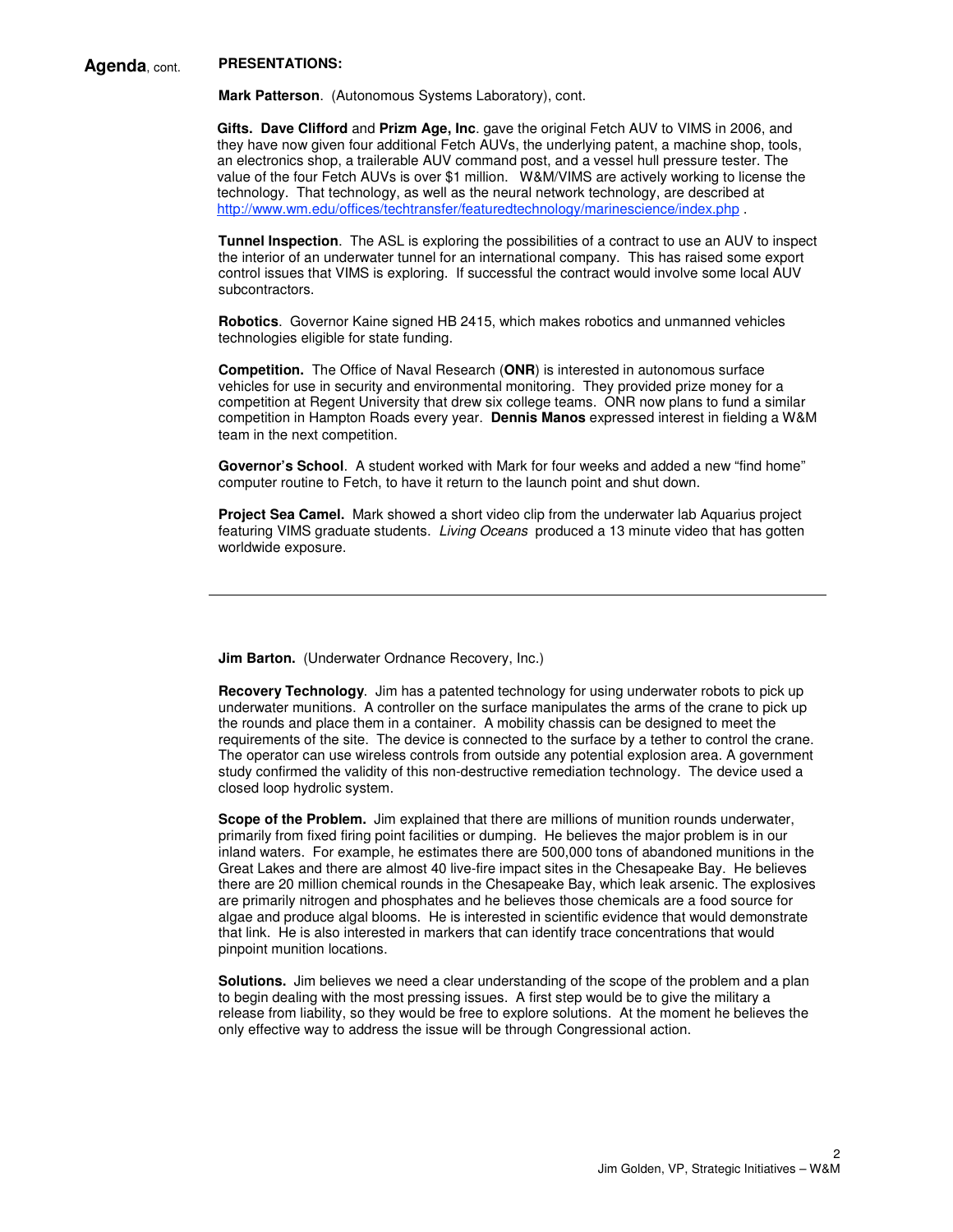**Agenda**, cont.

**PRESENTATIONS:**

**Mark Patterson**. (Autonomous Systems Laboratory), cont.

**Gifts. Dave Clifford** and **Prizm Age, Inc**. gave the original Fetch AUV to VIMS in 2006, and they have now given four additional Fetch AUVs, the underlying patent, a machine shop, tools, an electronics shop, a trailerable AUV command post, and a vessel hull pressure tester. The value of the four Fetch AUVs is over $1 million. W&M/VIMS are actively working to license the technology. That technology, as well as the neural network technology, are described at http://www.wm.edu/offices/techtransfer/featuredtechnology/marinescience/index.php .

**Tunnel Inspection**. The ASL is exploring the possibilities of a contract to use an AUV to inspect the interior of an underwater tunnel for an international company. This has raised some export control issues that VIMS is exploring. If successful the contract would involve some local AUV subcontractors.

**Robotics**. Governor Kaine signed HB 2415, which makes robotics and unmanned vehicles technologies eligible for state funding.

**Competition.** The Office of Naval Research (**ONR**) is interested in autonomous surface vehicles for use in security and environmental monitoring. They provided prize money for a competition at Regent University that drew six college teams. ONR now plans to fund a similar competition in Hampton Roads every year. **Dennis Manos** expressed interest in fielding a W&M team in the next competition.

**Governor's School**. A student worked with Mark for four weeks and added a new "find home" computer routine to Fetch, to have it return to the launch point and shut down.

**Project Sea Camel.** Mark showed a short video clip from the underwater lab Aquarius project featuring VIMS graduate students. *Living Oceans* produced a 13 minute video that has gotten worldwide exposure.

---

**Jim Barton.** (Underwater Ordnance Recovery, Inc.)

**Recovery Technology**. Jim has a patented technology for using underwater robots to pick up underwater munitions. A controller on the surface manipulates the arms of the crane to pick up the rounds and place them in a container. A mobility chassis can be designed to meet the requirements of the site. The device is connected to the surface by a tether to control the crane. The operator can use wireless controls from outside any potential explosion area. A government study confirmed the validity of this non-destructive remediation technology. The device used a closed loop hydrolic system.

**Scope of the Problem.** Jim explained that there are millions of munition rounds underwater, primarily from fixed firing point facilities or dumping. He believes the major problem is in our inland waters. For example, he estimates there are 500,000 tons of abandoned munitions in the Great Lakes and there are almost 40 live-fire impact sites in the Chesapeake Bay. He believes there are 20 million chemical rounds in the Chesapeake Bay, which leak arsenic. The explosives are primarily nitrogen and phosphates and he believes those chemicals are a food source for algae and produce algal blooms. He is interested in scientific evidence that would demonstrate that link. He is also interested in markers that can identify trace concentrations that would pinpoint munition locations.

**Solutions.** Jim believes we need a clear understanding of the scope of the problem and a plan to begin dealing with the most pressing issues. A first step would be to give the military a release from liability, so they would be free to explore solutions. At the moment he believes the only effective way to address the issue will be through Congressional action.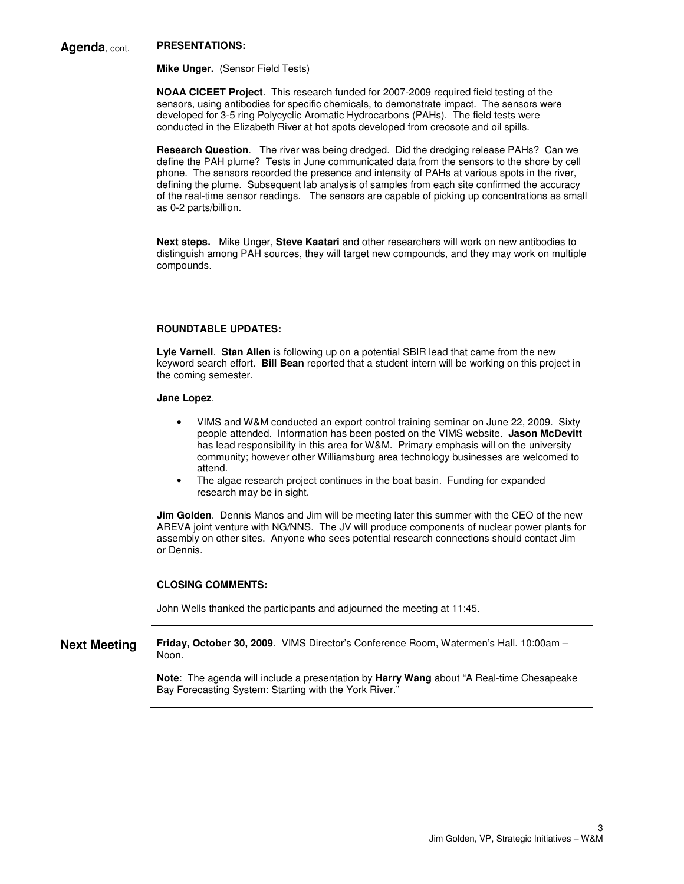**Agenda**, cont.

**PRESENTATIONS:**

**Mike Unger.** (Sensor Field Tests)

**NOAA CICEET Project**. This research funded for 2007-2009 required field testing of the sensors, using antibodies for specific chemicals, to demonstrate impact. The sensors were developed for 3-5 ring Polycyclic Aromatic Hydrocarbons (PAHs). The field tests were conducted in the Elizabeth River at hot spots developed from creosote and oil spills.

**Research Question**. The river was being dredged. Did the dredging release PAHs? Can we define the PAH plume? Tests in June communicated data from the sensors to the shore by cell phone. The sensors recorded the presence and intensity of PAHs at various spots in the river, defining the plume. Subsequent lab analysis of samples from each site confirmed the accuracy of the real-time sensor readings. The sensors are capable of picking up concentrations as small as 0-2 parts/billion.

**Next steps.** Mike Unger, **Steve Kaatari** and other researchers will work on new antibodies to distinguish among PAH sources, they will target new compounds, and they may work on multiple compounds.

---

**ROUNDTABLE UPDATES:**

**Lyle Varnell**. **Stan Allen** is following up on a potential SBIR lead that came from the new keyword search effort. **Bill Bean** reported that a student intern will be working on this project in the coming semester.

**Jane Lopez**.

- VIMS and W&M conducted an export control training seminar on June 22, 2009. Sixty people attended. Information has been posted on the VIMS website. **Jason McDevitt** has lead responsibility in this area for W&M. Primary emphasis will on the university community; however other Williamsburg area technology businesses are welcomed to attend.
- The algae research project continues in the boat basin. Funding for expanded research may be in sight.

**Jim Golden**. Dennis Manos and Jim will be meeting later this summer with the CEO of the new AREVA joint venture with NG/NNS. The JV will produce components of nuclear power plants for assembly on other sites. Anyone who sees potential research connections should contact Jim or Dennis.

---

**CLOSING COMMENTS:**

John Wells thanked the participants and adjourned the meeting at 11:45.

---

**Next Meeting**

**Friday, October 30, 2009**. VIMS Director's Conference Room, Watermen's Hall. 10:00am – Noon.

**Note**: The agenda will include a presentation by **Harry Wang** about "A Real-time Chesapeake Bay Forecasting System: Starting with the York River."